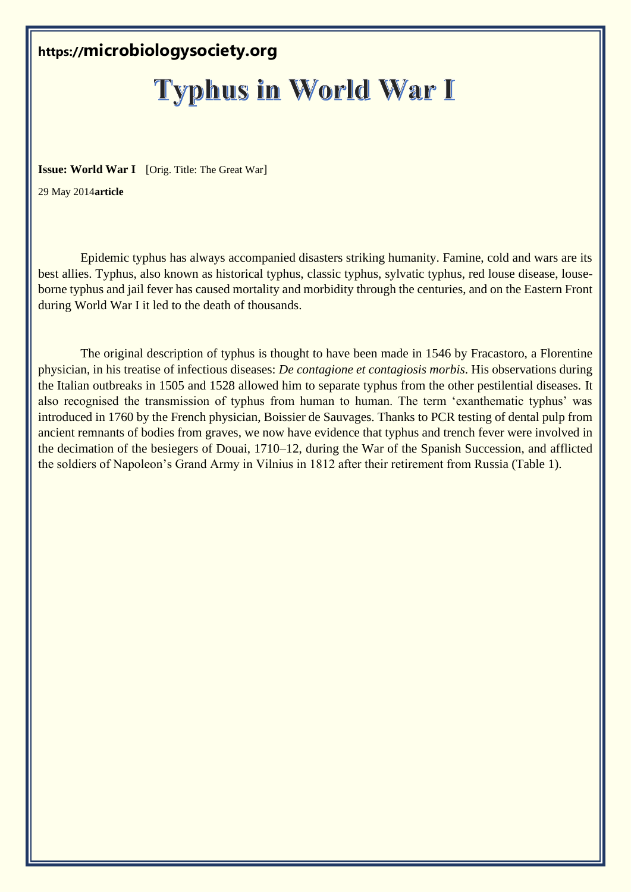**https://microbiologysociety.org**

# Typhus in World War I

**Issue: World War I** [Orig. Title: The Great War]

29 May 2014**article**

Epidemic typhus has always accompanied disasters striking humanity. Famine, cold and wars are its best allies. Typhus, also known as historical typhus, classic typhus, sylvatic typhus, red louse disease, louse-borne typhus and jail fever has caused mortality and morbidity through the centuries, and on the Eastern Front during World War I it led to the death of thousands.

The original description of typhus is thought to have been made in 1546 by Fracastoro, a Florentine physician, in his treatise of infectious diseases: *De contagione et contagiosis morbis*. His observations during the Italian outbreaks in 1505 and 1528 allowed him to separate typhus from the other pestilential diseases. It also recognised the transmission of typhus from human to human. The term 'exanthematic typhus' was introduced in 1760 by the French physician, Boissier de Sauvages. Thanks to PCR testing of dental pulp from ancient remnants of bodies from graves, we now have evidence that typhus and trench fever were involved in the decimation of the besiegers of Douai, 1710–12, during the War of the Spanish Succession, and afflicted the soldiers of Napoleon's Grand Army in Vilnius in 1812 after their retirement from Russia (Table 1).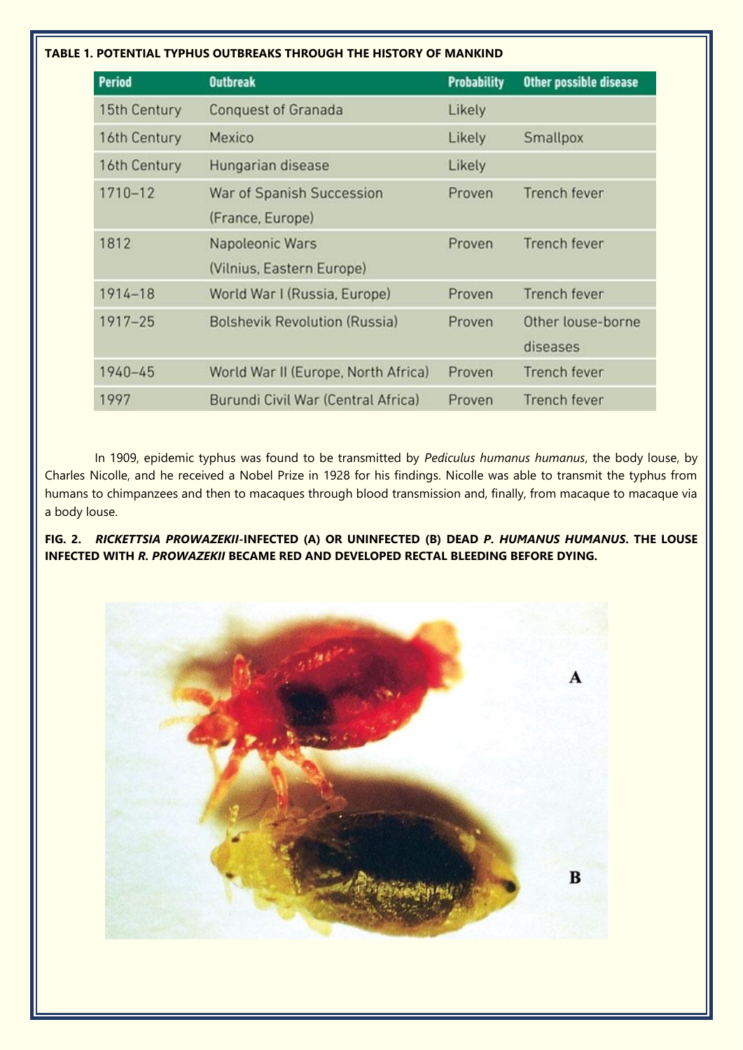**TABLE 1. POTENTIAL TYPHUS OUTBREAKS THROUGH THE HISTORY OF MANKIND**

| Period | Outbreak | Probability | Other possible disease |
|---|---|---|---|
| 15th Century | Conquest of Granada | Likely | |
| 16th Century | Mexico | Likely | Smallpox |
| 16th Century | Hungarian disease | Likely | |
| 1710–12 | War of Spanish Succession (France, Europe) | Proven | Trench fever |
| 1812 | Napoleonic Wars (Vilnius, Eastern Europe) | Proven | Trench fever |
| 1914–18 | World War I (Russia, Europe) | Proven | Trench fever |
| 1917–25 | Bolshevik Revolution (Russia) | Proven | Other louse-borne diseases |
| 1940–45 | World War II (Europe, North Africa) | Proven | Trench fever |
| 1997 | Burundi Civil War (Central Africa) | Proven | Trench fever |

In 1909, epidemic typhus was found to be transmitted by *Pediculus humanus humanus*, the body louse, by Charles Nicolle, and he received a Nobel Prize in 1928 for his findings. Nicolle was able to transmit the typhus from humans to chimpanzees and then to macaques through blood transmission and, finally, from macaque to macaque via a body louse.

**FIG. 2. *RICKETTSIA PROWAZEKII*-INFECTED (A) OR UNINFECTED (B) DEAD *P. HUMANUS HUMANUS*. THE LOUSE INFECTED WITH *R. PROWAZEKII* BECAME RED AND DEVELOPED RECTAL BLEEDING BEFORE DYING.**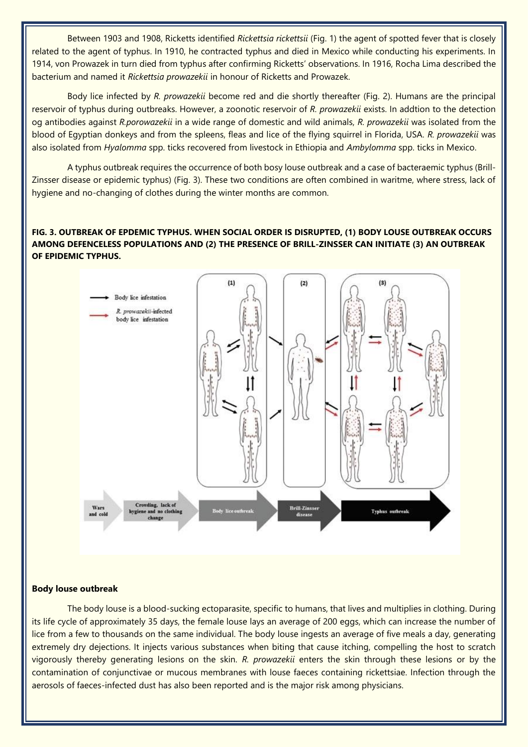Between 1903 and 1908, Ricketts identified *Rickettsia rickettsii* (Fig. 1) the agent of spotted fever that is closely related to the agent of typhus. In 1910, he contracted typhus and died in Mexico while conducting his experiments. In 1914, von Prowazek in turn died from typhus after confirming Ricketts' observations. In 1916, Rocha Lima described the bacterium and named it *Rickettsia prowazekii* in honour of Ricketts and Prowazek.

Body lice infected by *R. prowazekii* become red and die shortly thereafter (Fig. 2). Humans are the principal reservoir of typhus during outbreaks. However, a zoonotic reservoir of *R. prowazekii* exists. In addtion to the detection og antibodies against *R.porowazekii* in a wide range of domestic and wild animals, *R. prowazekii* was isolated from the blood of Egyptian donkeys and from the spleens, fleas and lice of the flying squirrel in Florida, USA. *R. prowazekii* was also isolated from *Hyalomma* spp. ticks recovered from livestock in Ethiopia and *Ambylomma* spp. ticks in Mexico.

A typhus outbreak requires the occurrence of both bosy louse outbreak and a case of bacteraemic typhus (Brill-Zinsser disease or epidemic typhus) (Fig. 3). These two conditions are often combined in waritme, where stress, lack of hygiene and no-changing of clothes during the winter months are common.

**FIG. 3. OUTBREAK OF EPDEMIC TYPHUS. WHEN SOCIAL ORDER IS DISRUPTED, (1) BODY LOUSE OUTBREAK OCCURS AMONG DEFENCELESS POPULATIONS AND (2) THE PRESENCE OF BRILL-ZINSSER CAN INITIATE (3) AN OUTBREAK OF EPIDEMIC TYPHUS.**

## Body louse outbreak

The body louse is a blood-sucking ectoparasite, specific to humans, that lives and multiplies in clothing. During its life cycle of approximately 35 days, the female louse lays an average of 200 eggs, which can increase the number of lice from a few to thousands on the same individual. The body louse ingests an average of five meals a day, generating extremely dry dejections. It injects various substances when biting that cause itching, compelling the host to scratch vigorously thereby generating lesions on the skin. *R. prowazekii* enters the skin through these lesions or by the contamination of conjunctivae or mucous membranes with louse faeces containing rickettsiae. Infection through the aerosols of faeces-infected dust has also been reported and is the major risk among physicians.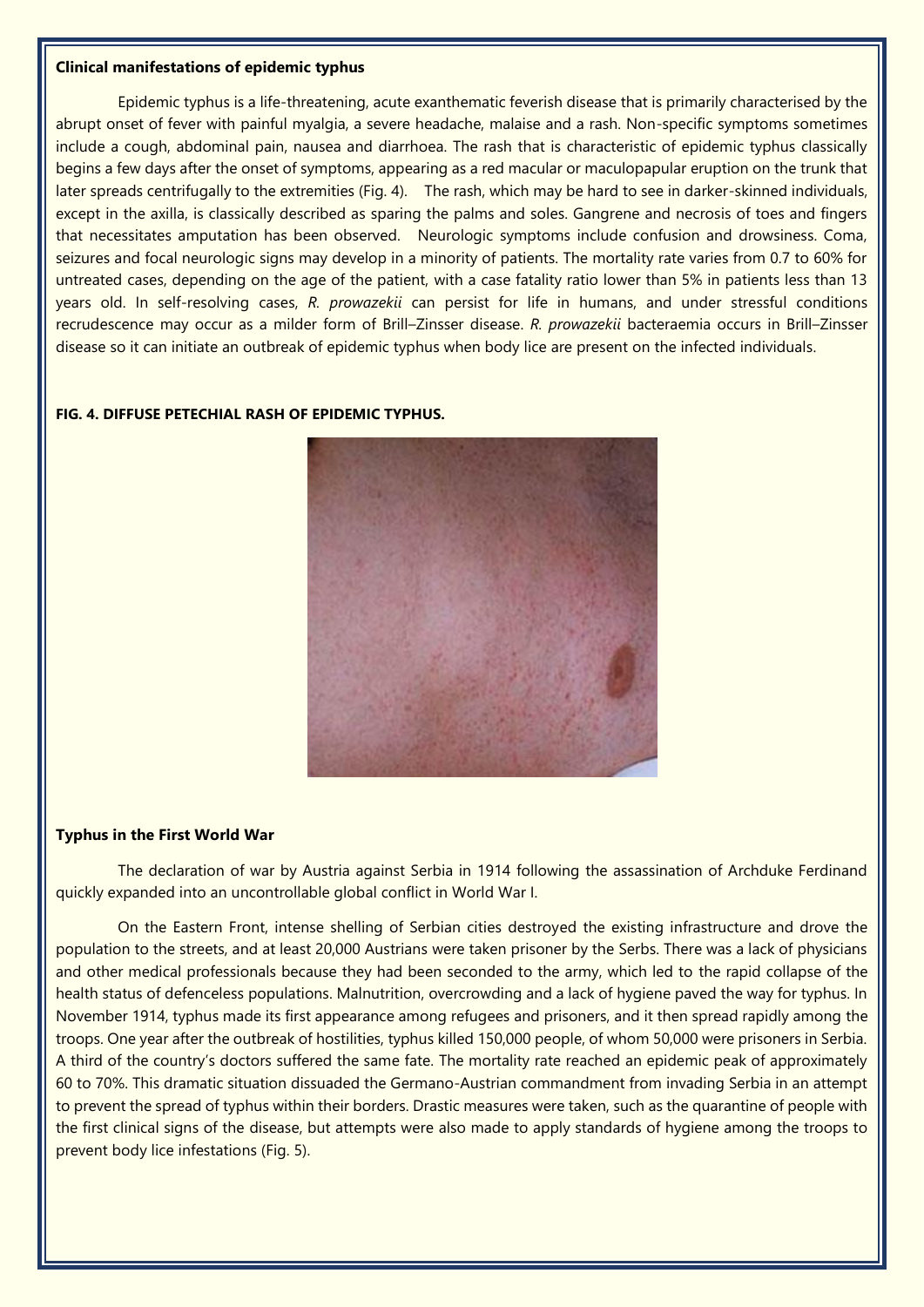**Clinical manifestations of epidemic typhus**

Epidemic typhus is a life-threatening, acute exanthematic feverish disease that is primarily characterised by the abrupt onset of fever with painful myalgia, a severe headache, malaise and a rash. Non-specific symptoms sometimes include a cough, abdominal pain, nausea and diarrhoea. The rash that is characteristic of epidemic typhus classically begins a few days after the onset of symptoms, appearing as a red macular or maculopapular eruption on the trunk that later spreads centrifugally to the extremities (Fig. 4). The rash, which may be hard to see in darker-skinned individuals, except in the axilla, is classically described as sparing the palms and soles. Gangrene and necrosis of toes and fingers that necessitates amputation has been observed. Neurologic symptoms include confusion and drowsiness. Coma, seizures and focal neurologic signs may develop in a minority of patients. The mortality rate varies from 0.7 to 60% for untreated cases, depending on the age of the patient, with a case fatality ratio lower than 5% in patients less than 13 years old. In self-resolving cases, *R. prowazekii* can persist for life in humans, and under stressful conditions recrudescence may occur as a milder form of Brill–Zinsser disease. *R. prowazekii* bacteraemia occurs in Brill–Zinsser disease so it can initiate an outbreak of epidemic typhus when body lice are present on the infected individuals.

**FIG. 4. DIFFUSE PETECHIAL RASH OF EPIDEMIC TYPHUS.**

**Typhus in the First World War**

The declaration of war by Austria against Serbia in 1914 following the assassination of Archduke Ferdinand quickly expanded into an uncontrollable global conflict in World War I.

On the Eastern Front, intense shelling of Serbian cities destroyed the existing infrastructure and drove the population to the streets, and at least 20,000 Austrians were taken prisoner by the Serbs. There was a lack of physicians and other medical professionals because they had been seconded to the army, which led to the rapid collapse of the health status of defenceless populations. Malnutrition, overcrowding and a lack of hygiene paved the way for typhus. In November 1914, typhus made its first appearance among refugees and prisoners, and it then spread rapidly among the troops. One year after the outbreak of hostilities, typhus killed 150,000 people, of whom 50,000 were prisoners in Serbia. A third of the country's doctors suffered the same fate. The mortality rate reached an epidemic peak of approximately 60 to 70%. This dramatic situation dissuaded the Germano-Austrian commandment from invading Serbia in an attempt to prevent the spread of typhus within their borders. Drastic measures were taken, such as the quarantine of people with the first clinical signs of the disease, but attempts were also made to apply standards of hygiene among the troops to prevent body lice infestations (Fig. 5).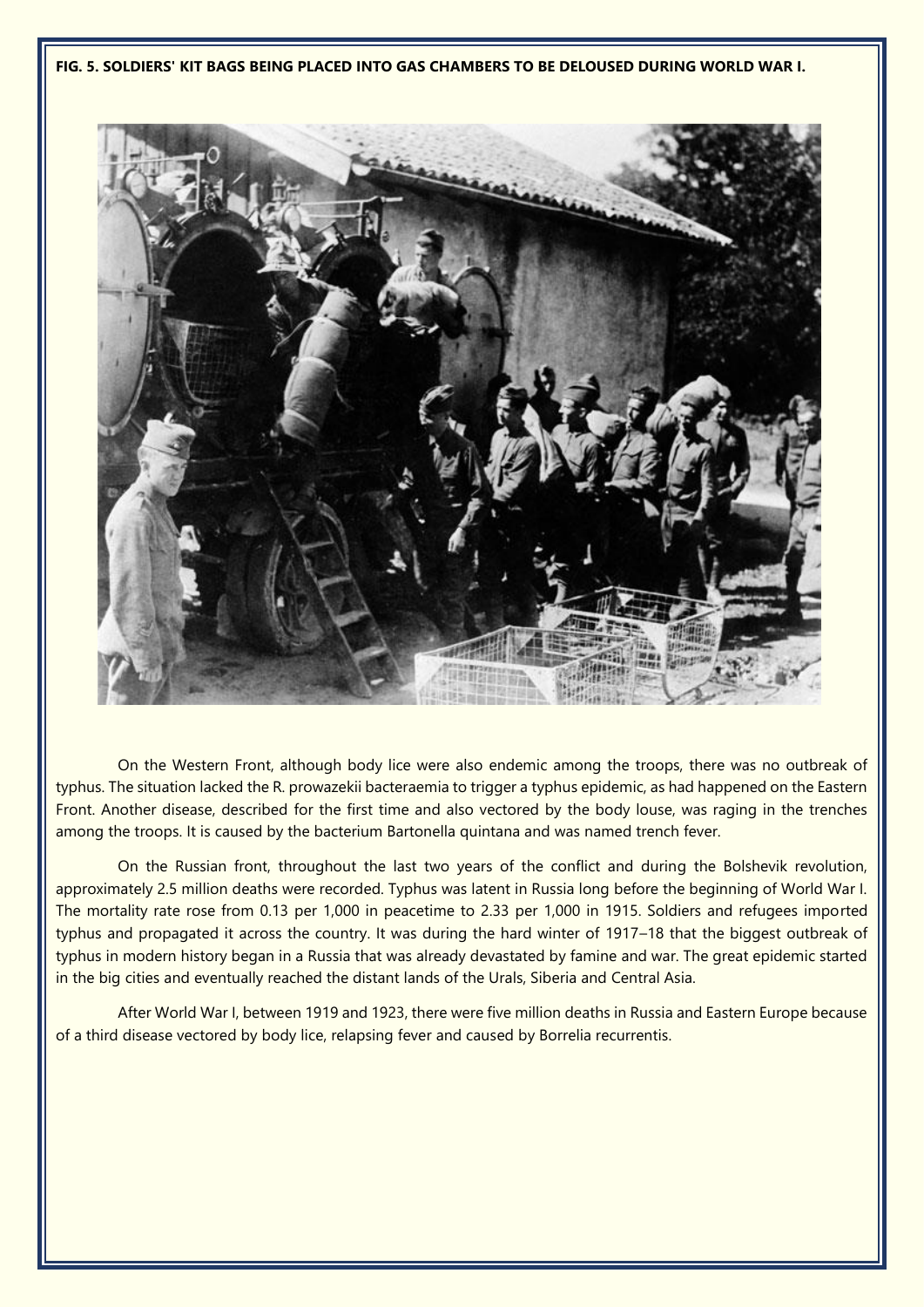**FIG. 5. SOLDIERS' KIT BAGS BEING PLACED INTO GAS CHAMBERS TO BE DELOUSED DURING WORLD WAR I.**

On the Western Front, although body lice were also endemic among the troops, there was no outbreak of typhus. The situation lacked the R. prowazekii bacteraemia to trigger a typhus epidemic, as had happened on the Eastern Front. Another disease, described for the first time and also vectored by the body louse, was raging in the trenches among the troops. It is caused by the bacterium Bartonella quintana and was named trench fever.

On the Russian front, throughout the last two years of the conflict and during the Bolshevik revolution, approximately 2.5 million deaths were recorded. Typhus was latent in Russia long before the beginning of World War I. The mortality rate rose from 0.13 per 1,000 in peacetime to 2.33 per 1,000 in 1915. Soldiers and refugees imported typhus and propagated it across the country. It was during the hard winter of 1917–18 that the biggest outbreak of typhus in modern history began in a Russia that was already devastated by famine and war. The great epidemic started in the big cities and eventually reached the distant lands of the Urals, Siberia and Central Asia.

After World War I, between 1919 and 1923, there were five million deaths in Russia and Eastern Europe because of a third disease vectored by body lice, relapsing fever and caused by Borrelia recurrentis.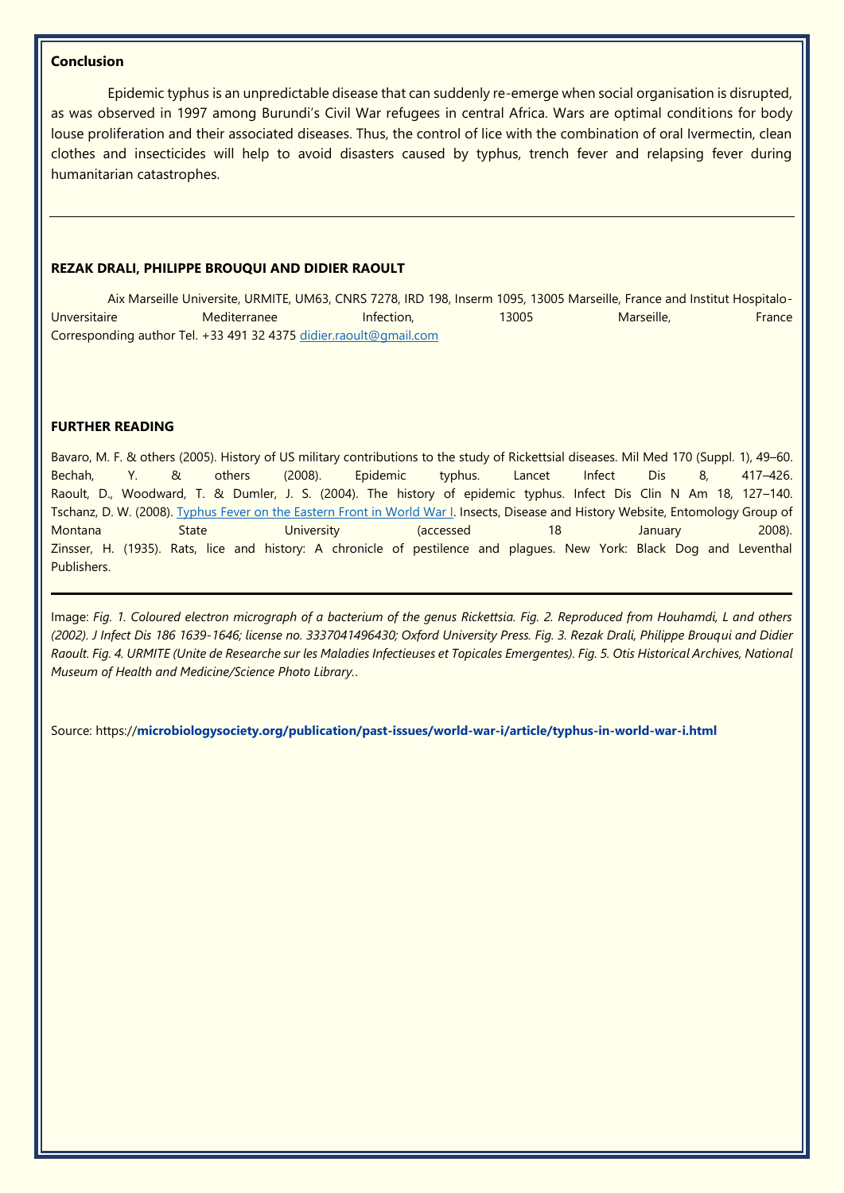### Conclusion

Epidemic typhus is an unpredictable disease that can suddenly re-emerge when social organisation is disrupted, as was observed in 1997 among Burundi's Civil War refugees in central Africa. Wars are optimal conditions for body louse proliferation and their associated diseases. Thus, the control of lice with the combination of oral Ivermectin, clean clothes and insecticides will help to avoid disasters caused by typhus, trench fever and relapsing fever during humanitarian catastrophes.

---

### REZAK DRALI, PHILIPPE BROUQUI AND DIDIER RAOULT

Aix Marseille Universite, URMITE, UM63, CNRS 7278, IRD 198, Inserm 1095, 13005 Marseille, France and Institut Hospitalo-Universitaire Mediterranee Infection, 13005 Marseille, France
Corresponding author Tel. +33 491 32 4375 didier.raoult@gmail.com

### FURTHER READING

Bavaro, M. F. & others (2005). History of US military contributions to the study of Rickettsial diseases. Mil Med 170 (Suppl. 1), 49–60.
Bechah, Y. & others (2008). Epidemic typhus. Lancet Infect Dis 8, 417–426.
Raoult, D., Woodward, T. & Dumler, J. S. (2004). The history of epidemic typhus. Infect Dis Clin N Am 18, 127–140.
Tschanz, D. W. (2008). Typhus Fever on the Eastern Front in World War I. Insects, Disease and History Website, Entomology Group of Montana State University (accessed 18 January 2008).
Zinsser, H. (1935). Rats, lice and history: A chronicle of pestilence and plagues. New York: Black Dog and Leventhal Publishers.

---

Image: *Fig. 1. Coloured electron micrograph of a bacterium of the genus Rickettsia. Fig. 2. Reproduced from Houhamdi, L and others (2002). J Infect Dis 186 1639-1646; license no. 3337041496430; Oxford University Press. Fig. 3. Rezak Drali, Philippe Brouqui and Didier Raoult. Fig. 4. URMITE (Unite de Researche sur les Maladies Infectieuses et Topicales Emergentes). Fig. 5. Otis Historical Archives, National Museum of Health and Medicine/Science Photo Library..*

Source: https://**microbiologysociety.org/publication/past-issues/world-war-i/article/typhus-in-world-war-i.html**